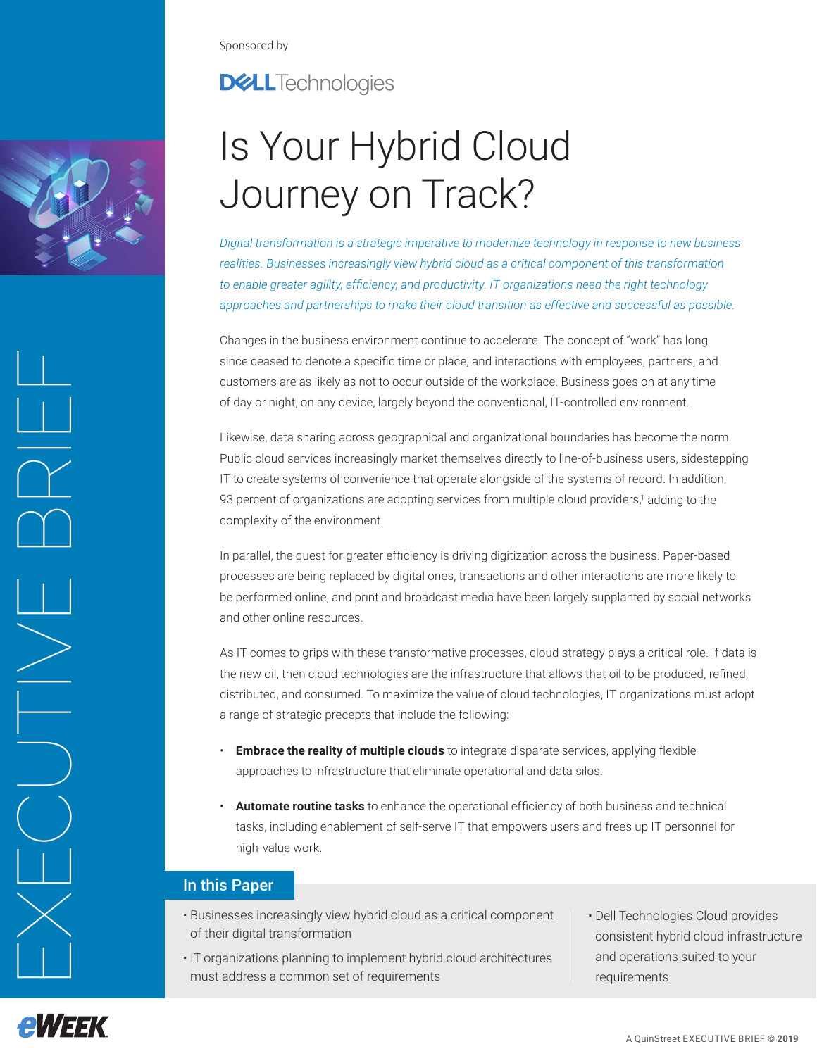Sponsored by

Dell Technologies

# Is Your Hybrid Cloud Journey on Track?

*Digital transformation is a strategic imperative to modernize technology in response to new business realities. Businesses increasingly view hybrid cloud as a critical component of this transformation to enable greater agility, efficiency, and productivity. IT organizations need the right technology approaches and partnerships to make their cloud transition as effective and successful as possible.*

Changes in the business environment continue to accelerate. The concept of "work" has long since ceased to denote a specific time or place, and interactions with employees, partners, and customers are as likely as not to occur outside of the workplace. Business goes on at any time of day or night, on any device, largely beyond the conventional, IT-controlled environment.

Likewise, data sharing across geographical and organizational boundaries has become the norm. Public cloud services increasingly market themselves directly to line-of-business users, sidestepping IT to create systems of convenience that operate alongside of the systems of record. In addition, 93 percent of organizations are adopting services from multiple cloud providers,[1] adding to the complexity of the environment.

In parallel, the quest for greater efficiency is driving digitization across the business. Paper-based processes are being replaced by digital ones, transactions and other interactions are more likely to be performed online, and print and broadcast media have been largely supplanted by social networks and other online resources.

As IT comes to grips with these transformative processes, cloud strategy plays a critical role. If data is the new oil, then cloud technologies are the infrastructure that allows that oil to be produced, refined, distributed, and consumed. To maximize the value of cloud technologies, IT organizations must adopt a range of strategic precepts that include the following:

- **Embrace the reality of multiple clouds** to integrate disparate services, applying flexible approaches to infrastructure that eliminate operational and data silos.
- **Automate routine tasks** to enhance the operational efficiency of both business and technical tasks, including enablement of self-serve IT that empowers users and frees up IT personnel for high-value work.

## In this Paper

- Businesses increasingly view hybrid cloud as a critical component of their digital transformation
- IT organizations planning to implement hybrid cloud architectures must address a common set of requirements
- Dell Technologies Cloud provides consistent hybrid cloud infrastructure and operations suited to your requirements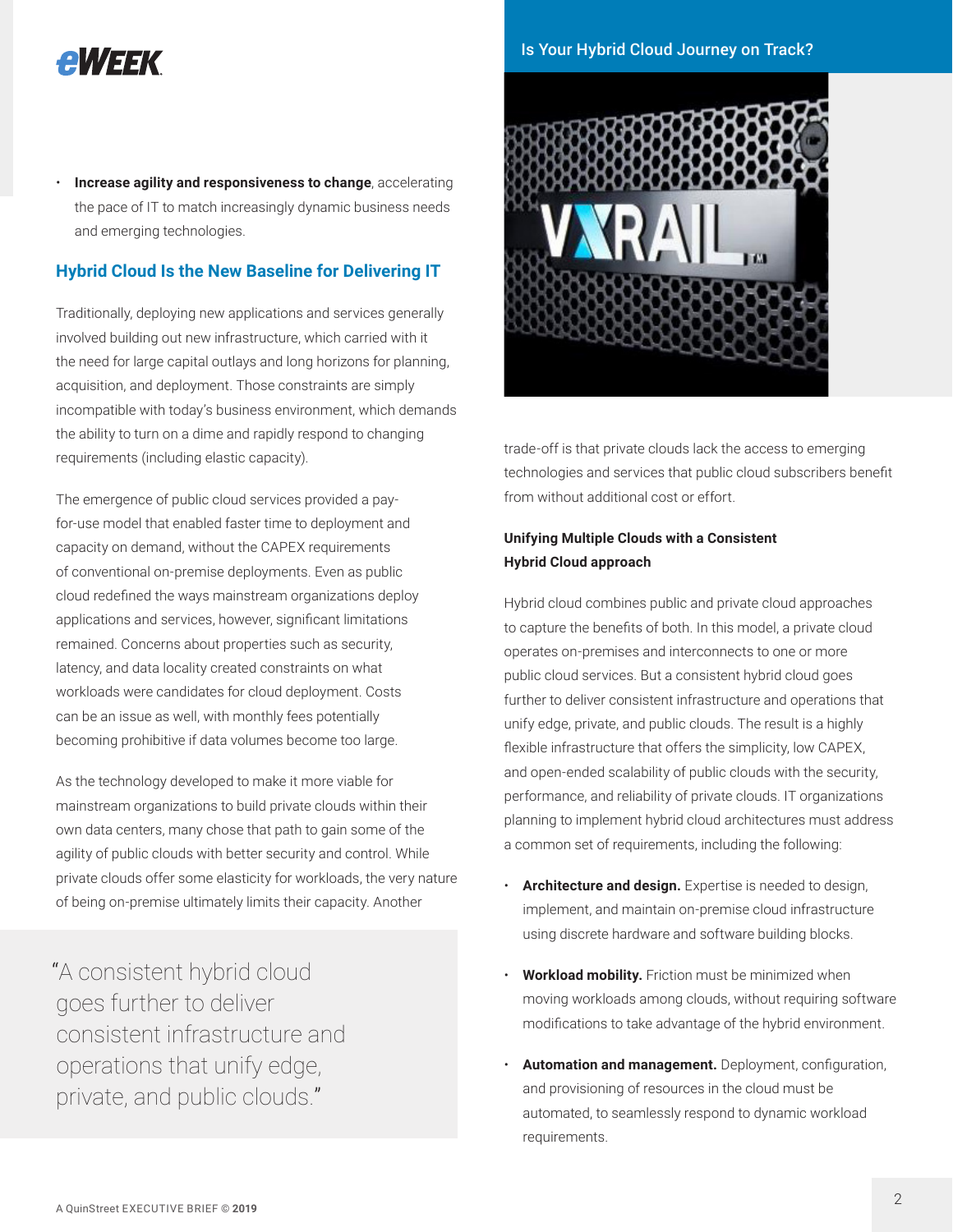- **Increase agility and responsiveness to change**, accelerating the pace of IT to match increasingly dynamic business needs and emerging technologies.

## Hybrid Cloud Is the New Baseline for Delivering IT

Traditionally, deploying new applications and services generally involved building out new infrastructure, which carried with it the need for large capital outlays and long horizons for planning, acquisition, and deployment. Those constraints are simply incompatible with today's business environment, which demands the ability to turn on a dime and rapidly respond to changing requirements (including elastic capacity).

The emergence of public cloud services provided a pay-for-use model that enabled faster time to deployment and capacity on demand, without the CAPEX requirements of conventional on-premise deployments. Even as public cloud redefined the ways mainstream organizations deploy applications and services, however, significant limitations remained. Concerns about properties such as security, latency, and data locality created constraints on what workloads were candidates for cloud deployment. Costs can be an issue as well, with monthly fees potentially becoming prohibitive if data volumes become too large.

As the technology developed to make it more viable for mainstream organizations to build private clouds within their own data centers, many chose that path to gain some of the agility of public clouds with better security and control. While private clouds offer some elasticity for workloads, the very nature of being on-premise ultimately limits their capacity. Another trade-off is that private clouds lack the access to emerging technologies and services that public cloud subscribers benefit from without additional cost or effort.

> "A consistent hybrid cloud goes further to deliver consistent infrastructure and operations that unify edge, private, and public clouds."

### Unifying Multiple Clouds with a Consistent Hybrid Cloud approach

Hybrid cloud combines public and private cloud approaches to capture the benefits of both. In this model, a private cloud operates on-premises and interconnects to one or more public cloud services. But a consistent hybrid cloud goes further to deliver consistent infrastructure and operations that unify edge, private, and public clouds. The result is a highly flexible infrastructure that offers the simplicity, low CAPEX, and open-ended scalability of public clouds with the security, performance, and reliability of private clouds. IT organizations planning to implement hybrid cloud architectures must address a common set of requirements, including the following:

- **Architecture and design.** Expertise is needed to design, implement, and maintain on-premise cloud infrastructure using discrete hardware and software building blocks.
- **Workload mobility.** Friction must be minimized when moving workloads among clouds, without requiring software modifications to take advantage of the hybrid environment.
- **Automation and management.** Deployment, configuration, and provisioning of resources in the cloud must be automated, to seamlessly respond to dynamic workload requirements.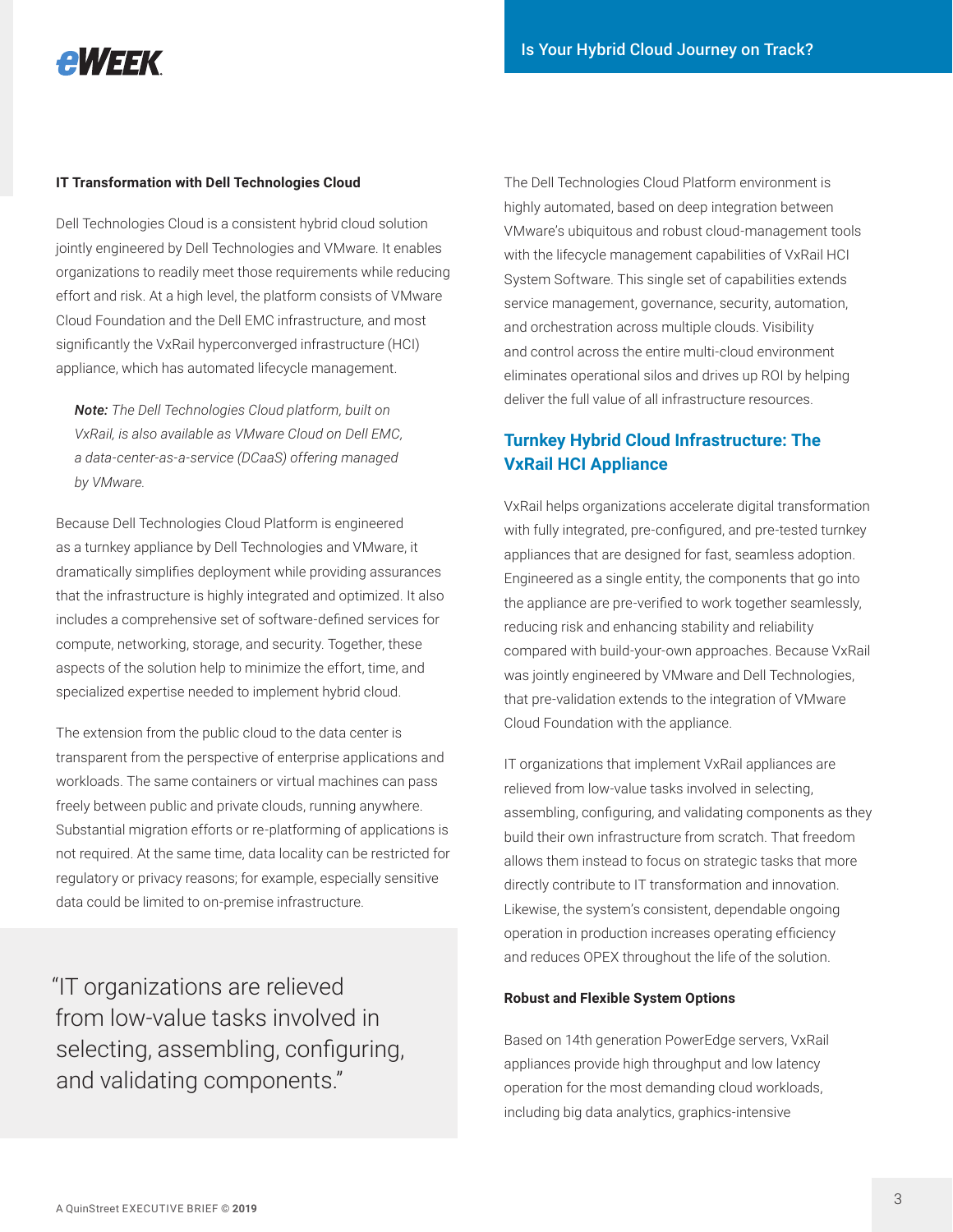### IT Transformation with Dell Technologies Cloud

Dell Technologies Cloud is a consistent hybrid cloud solution jointly engineered by Dell Technologies and VMware. It enables organizations to readily meet those requirements while reducing effort and risk. At a high level, the platform consists of VMware Cloud Foundation and the Dell EMC infrastructure, and most significantly the VxRail hyperconverged infrastructure (HCI) appliance, which has automated lifecycle management.

> ***Note:*** *The Dell Technologies Cloud platform, built on VxRail, is also available as VMware Cloud on Dell EMC, a data-center-as-a-service (DCaaS) offering managed by VMware.*

Because Dell Technologies Cloud Platform is engineered as a turnkey appliance by Dell Technologies and VMware, it dramatically simplifies deployment while providing assurances that the infrastructure is highly integrated and optimized. It also includes a comprehensive set of software-defined services for compute, networking, storage, and security. Together, these aspects of the solution help to minimize the effort, time, and specialized expertise needed to implement hybrid cloud.

The extension from the public cloud to the data center is transparent from the perspective of enterprise applications and workloads. The same containers or virtual machines can pass freely between public and private clouds, running anywhere. Substantial migration efforts or re-platforming of applications is not required. At the same time, data locality can be restricted for regulatory or privacy reasons; for example, especially sensitive data could be limited to on-premise infrastructure.

> "IT organizations are relieved from low-value tasks involved in selecting, assembling, configuring, and validating components."

The Dell Technologies Cloud Platform environment is highly automated, based on deep integration between VMware's ubiquitous and robust cloud-management tools with the lifecycle management capabilities of VxRail HCI System Software. This single set of capabilities extends service management, governance, security, automation, and orchestration across multiple clouds. Visibility and control across the entire multi-cloud environment eliminates operational silos and drives up ROI by helping deliver the full value of all infrastructure resources.

## Turnkey Hybrid Cloud Infrastructure: The VxRail HCI Appliance

VxRail helps organizations accelerate digital transformation with fully integrated, pre-configured, and pre-tested turnkey appliances that are designed for fast, seamless adoption. Engineered as a single entity, the components that go into the appliance are pre-verified to work together seamlessly, reducing risk and enhancing stability and reliability compared with build-your-own approaches. Because VxRail was jointly engineered by VMware and Dell Technologies, that pre-validation extends to the integration of VMware Cloud Foundation with the appliance.

IT organizations that implement VxRail appliances are relieved from low-value tasks involved in selecting, assembling, configuring, and validating components as they build their own infrastructure from scratch. That freedom allows them instead to focus on strategic tasks that more directly contribute to IT transformation and innovation. Likewise, the system's consistent, dependable ongoing operation in production increases operating efficiency and reduces OPEX throughout the life of the solution.

### Robust and Flexible System Options

Based on 14th generation PowerEdge servers, VxRail appliances provide high throughput and low latency operation for the most demanding cloud workloads, including big data analytics, graphics-intensive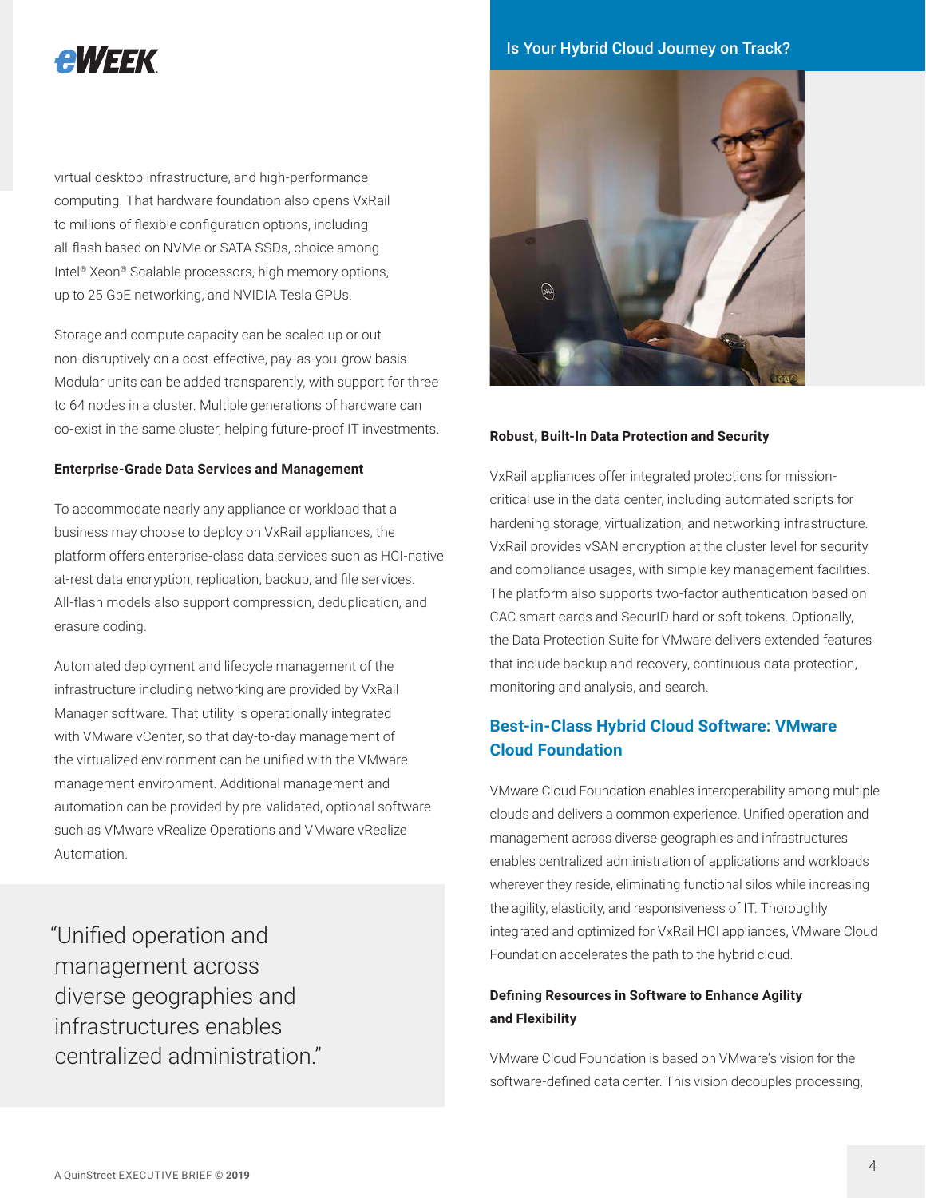virtual desktop infrastructure, and high-performance computing. That hardware foundation also opens VxRail to millions of flexible configuration options, including all-flash based on NVMe or SATA SSDs, choice among Intel® Xeon® Scalable processors, high memory options, up to 25 GbE networking, and NVIDIA Tesla GPUs.

Storage and compute capacity can be scaled up or out non-disruptively on a cost-effective, pay-as-you-grow basis. Modular units can be added transparently, with support for three to 64 nodes in a cluster. Multiple generations of hardware can co-exist in the same cluster, helping future-proof IT investments.

**Enterprise-Grade Data Services and Management**

To accommodate nearly any appliance or workload that a business may choose to deploy on VxRail appliances, the platform offers enterprise-class data services such as HCI-native at-rest data encryption, replication, backup, and file services. All-flash models also support compression, deduplication, and erasure coding.

Automated deployment and lifecycle management of the infrastructure including networking are provided by VxRail Manager software. That utility is operationally integrated with VMware vCenter, so that day-to-day management of the virtualized environment can be unified with the VMware management environment. Additional management and automation can be provided by pre-validated, optional software such as VMware vRealize Operations and VMware vRealize Automation.

> "Unified operation and management across diverse geographies and infrastructures enables centralized administration."

**Robust, Built-In Data Protection and Security**

VxRail appliances offer integrated protections for mission-critical use in the data center, including automated scripts for hardening storage, virtualization, and networking infrastructure. VxRail provides vSAN encryption at the cluster level for security and compliance usages, with simple key management facilities. The platform also supports two-factor authentication based on CAC smart cards and SecurID hard or soft tokens. Optionally, the Data Protection Suite for VMware delivers extended features that include backup and recovery, continuous data protection, monitoring and analysis, and search.

## Best-in-Class Hybrid Cloud Software: VMware Cloud Foundation

VMware Cloud Foundation enables interoperability among multiple clouds and delivers a common experience. Unified operation and management across diverse geographies and infrastructures enables centralized administration of applications and workloads wherever they reside, eliminating functional silos while increasing the agility, elasticity, and responsiveness of IT. Thoroughly integrated and optimized for VxRail HCI appliances, VMware Cloud Foundation accelerates the path to the hybrid cloud.

**Defining Resources in Software to Enhance Agility and Flexibility**

VMware Cloud Foundation is based on VMware's vision for the software-defined data center. This vision decouples processing,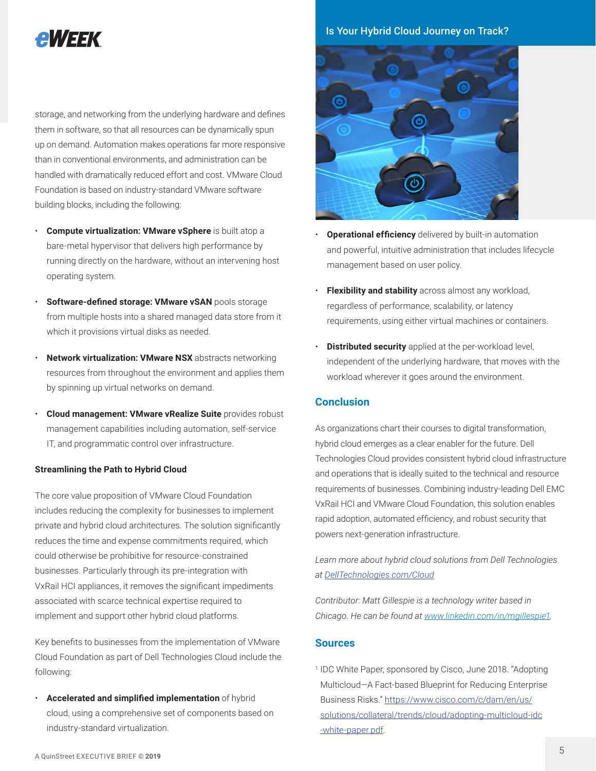storage, and networking from the underlying hardware and defines them in software, so that all resources can be dynamically spun up on demand. Automation makes operations far more responsive than in conventional environments, and administration can be handled with dramatically reduced effort and cost. VMware Cloud Foundation is based on industry-standard VMware software building blocks, including the following:

- **Compute virtualization: VMware vSphere** is built atop a bare-metal hypervisor that delivers high performance by running directly on the hardware, without an intervening host operating system.
- **Software-defined storage: VMware vSAN** pools storage from multiple hosts into a shared managed data store from it which it provisions virtual disks as needed.
- **Network virtualization: VMware NSX** abstracts networking resources from throughout the environment and applies them by spinning up virtual networks on demand.
- **Cloud management: VMware vRealize Suite** provides robust management capabilities including automation, self-service IT, and programmatic control over infrastructure.

**Streamlining the Path to Hybrid Cloud**

The core value proposition of VMware Cloud Foundation includes reducing the complexity for businesses to implement private and hybrid cloud architectures. The solution significantly reduces the time and expense commitments required, which could otherwise be prohibitive for resource-constrained businesses. Particularly through its pre-integration with VxRail HCI appliances, it removes the significant impediments associated with scarce technical expertise required to implement and support other hybrid cloud platforms.

Key benefits to businesses from the implementation of VMware Cloud Foundation as part of Dell Technologies Cloud include the following:

- **Accelerated and simplified implementation** of hybrid cloud, using a comprehensive set of components based on industry-standard virtualization.
- **Operational efficiency** delivered by built-in automation and powerful, intuitive administration that includes lifecycle management based on user policy.
- **Flexibility and stability** across almost any workload, regardless of performance, scalability, or latency requirements, using either virtual machines or containers.
- **Distributed security** applied at the per-workload level, independent of the underlying hardware, that moves with the workload wherever it goes around the environment.

## Conclusion

As organizations chart their courses to digital transformation, hybrid cloud emerges as a clear enabler for the future. Dell Technologies Cloud provides consistent hybrid cloud infrastructure and operations that is ideally suited to the technical and resource requirements of businesses. Combining industry-leading Dell EMC VxRail HCI and VMware Cloud Foundation, this solution enables rapid adoption, automated efficiency, and robust security that powers next-generation infrastructure.

*Learn more about hybrid cloud solutions from Dell Technologies at [DellTechnologies.com/Cloud](DellTechnologies.com/Cloud)*

*Contributor: Matt Gillespie is a technology writer based in Chicago. He can be found at [www.linkedin.com/in/mgillespie1](www.linkedin.com/in/mgillespie1).*

## Sources

[1] IDC White Paper, sponsored by Cisco, June 2018. "Adopting Multicloud—A Fact-based Blueprint for Reducing Enterprise Business Risks." https://www.cisco.com/c/dam/en/us/solutions/collateral/trends/cloud/adopting-multicloud-idc-white-paper.pdf.